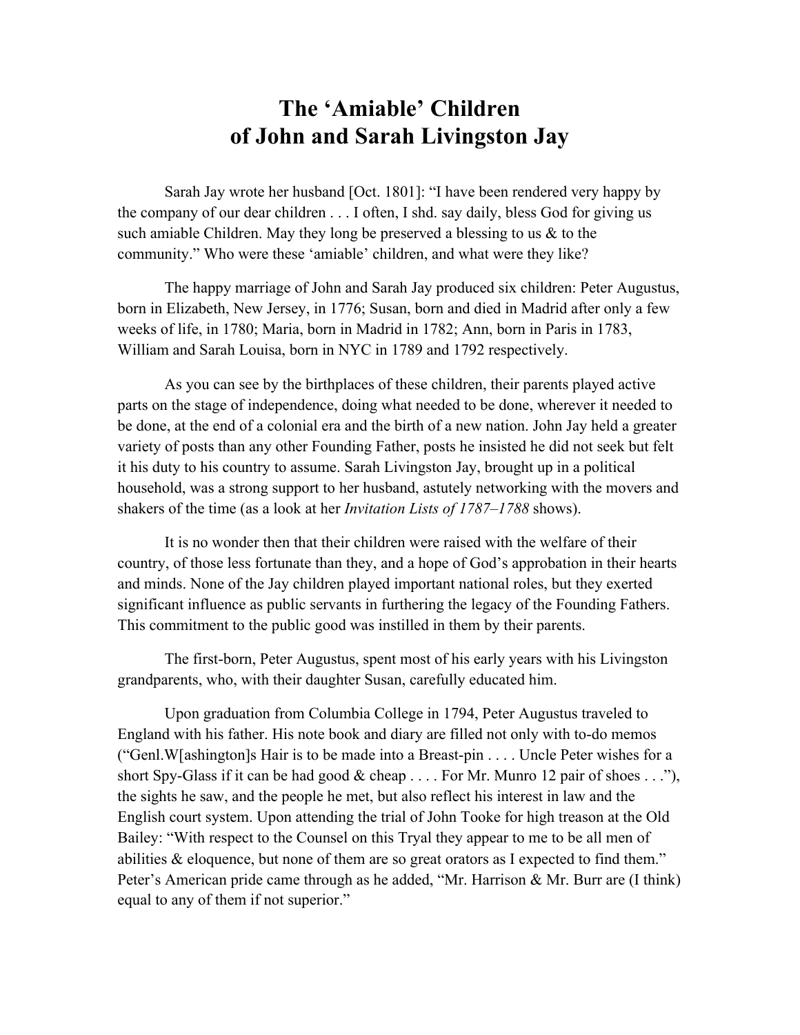# The 'Amiable' Children of John and Sarah Livingston Jay

Sarah Jay wrote her husband [Oct. 1801]: "I have been rendered very happy by the company of our dear children . . . I often, I shd. say daily, bless God for giving us such amiable Children. May they long be preserved a blessing to us & to the community." Who were these 'amiable' children, and what were they like?

The happy marriage of John and Sarah Jay produced six children: Peter Augustus, born in Elizabeth, New Jersey, in 1776; Susan, born and died in Madrid after only a few weeks of life, in 1780; Maria, born in Madrid in 1782; Ann, born in Paris in 1783, William and Sarah Louisa, born in NYC in 1789 and 1792 respectively.

As you can see by the birthplaces of these children, their parents played active parts on the stage of independence, doing what needed to be done, wherever it needed to be done, at the end of a colonial era and the birth of a new nation. John Jay held a greater variety of posts than any other Founding Father, posts he insisted he did not seek but felt it his duty to his country to assume. Sarah Livingston Jay, brought up in a political household, was a strong support to her husband, astutely networking with the movers and shakers of the time (as a look at her *Invitation Lists of 1787–1788* shows).

It is no wonder then that their children were raised with the welfare of their country, of those less fortunate than they, and a hope of God's approbation in their hearts and minds. None of the Jay children played important national roles, but they exerted significant influence as public servants in furthering the legacy of the Founding Fathers. This commitment to the public good was instilled in them by their parents.

The first-born, Peter Augustus, spent most of his early years with his Livingston grandparents, who, with their daughter Susan, carefully educated him.

Upon graduation from Columbia College in 1794, Peter Augustus traveled to England with his father. His note book and diary are filled not only with to-do memos ("Genl.W[ashington]s Hair is to be made into a Breast-pin . . . . Uncle Peter wishes for a short Spy-Glass if it can be had good & cheap . . . . For Mr. Munro 12 pair of shoes . . ."), the sights he saw, and the people he met, but also reflect his interest in law and the English court system. Upon attending the trial of John Tooke for high treason at the Old Bailey: "With respect to the Counsel on this Tryal they appear to me to be all men of abilities & eloquence, but none of them are so great orators as I expected to find them." Peter's American pride came through as he added, "Mr. Harrison & Mr. Burr are (I think) equal to any of them if not superior."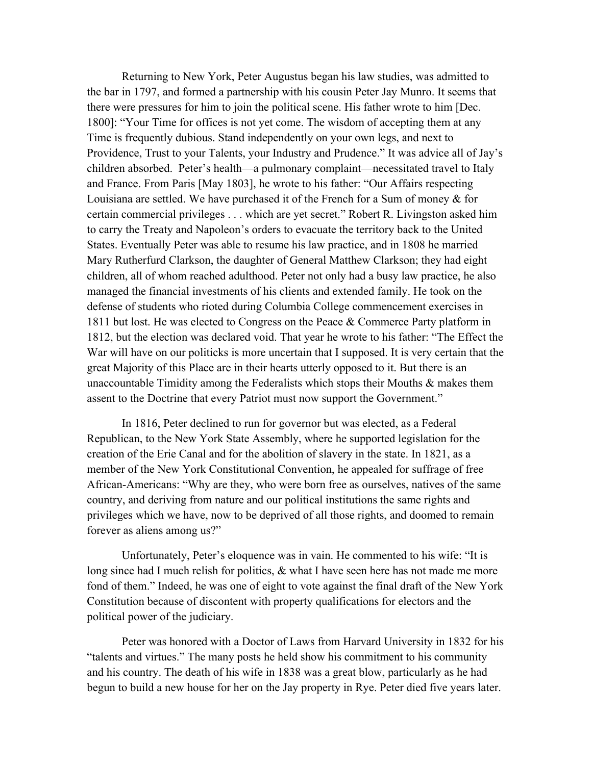Returning to New York, Peter Augustus began his law studies, was admitted to the bar in 1797, and formed a partnership with his cousin Peter Jay Munro. It seems that there were pressures for him to join the political scene. His father wrote to him [Dec. 1800]: "Your Time for offices is not yet come. The wisdom of accepting them at any Time is frequently dubious. Stand independently on your own legs, and next to Providence, Trust to your Talents, your Industry and Prudence." It was advice all of Jay's children absorbed. Peter's health—a pulmonary complaint—necessitated travel to Italy and France. From Paris [May 1803], he wrote to his father: "Our Affairs respecting Louisiana are settled. We have purchased it of the French for a Sum of money & for certain commercial privileges . . . which are yet secret." Robert R. Livingston asked him to carry the Treaty and Napoleon's orders to evacuate the territory back to the United States. Eventually Peter was able to resume his law practice, and in 1808 he married Mary Rutherfurd Clarkson, the daughter of General Matthew Clarkson; they had eight children, all of whom reached adulthood. Peter not only had a busy law practice, he also managed the financial investments of his clients and extended family. He took on the defense of students who rioted during Columbia College commencement exercises in 1811 but lost. He was elected to Congress on the Peace & Commerce Party platform in 1812, but the election was declared void. That year he wrote to his father: "The Effect the War will have on our politicks is more uncertain that I supposed. It is very certain that the great Majority of this Place are in their hearts utterly opposed to it. But there is an unaccountable Timidity among the Federalists which stops their Mouths & makes them assent to the Doctrine that every Patriot must now support the Government."

In 1816, Peter declined to run for governor but was elected, as a Federal Republican, to the New York State Assembly, where he supported legislation for the creation of the Erie Canal and for the abolition of slavery in the state. In 1821, as a member of the New York Constitutional Convention, he appealed for suffrage of free African-Americans: "Why are they, who were born free as ourselves, natives of the same country, and deriving from nature and our political institutions the same rights and privileges which we have, now to be deprived of all those rights, and doomed to remain forever as aliens among us?"

Unfortunately, Peter's eloquence was in vain. He commented to his wife: "It is long since had I much relish for politics, & what I have seen here has not made me more fond of them." Indeed, he was one of eight to vote against the final draft of the New York Constitution because of discontent with property qualifications for electors and the political power of the judiciary.

Peter was honored with a Doctor of Laws from Harvard University in 1832 for his "talents and virtues." The many posts he held show his commitment to his community and his country. The death of his wife in 1838 was a great blow, particularly as he had begun to build a new house for her on the Jay property in Rye. Peter died five years later.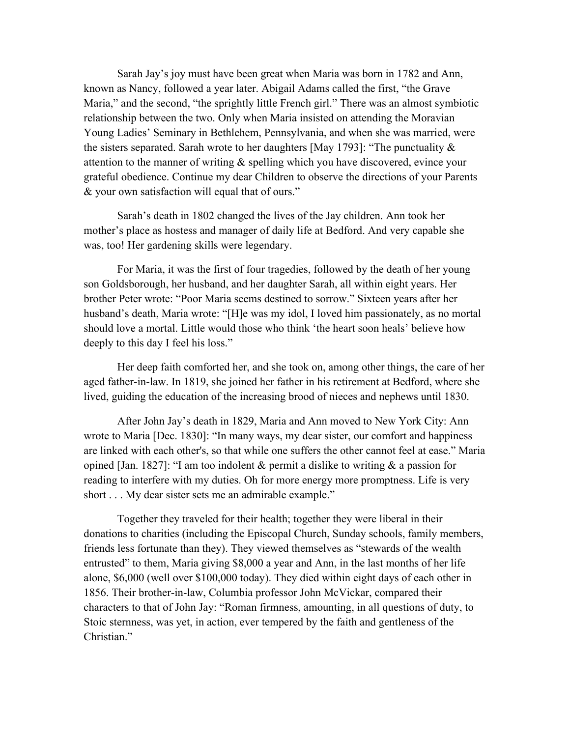Sarah Jay's joy must have been great when Maria was born in 1782 and Ann, known as Nancy, followed a year later. Abigail Adams called the first, "the Grave Maria," and the second, "the sprightly little French girl." There was an almost symbiotic relationship between the two. Only when Maria insisted on attending the Moravian Young Ladies' Seminary in Bethlehem, Pennsylvania, and when she was married, were the sisters separated. Sarah wrote to her daughters [May 1793]: "The punctuality & attention to the manner of writing & spelling which you have discovered, evince your grateful obedience. Continue my dear Children to observe the directions of your Parents & your own satisfaction will equal that of ours."

Sarah's death in 1802 changed the lives of the Jay children. Ann took her mother's place as hostess and manager of daily life at Bedford. And very capable she was, too! Her gardening skills were legendary.

For Maria, it was the first of four tragedies, followed by the death of her young son Goldsborough, her husband, and her daughter Sarah, all within eight years. Her brother Peter wrote: "Poor Maria seems destined to sorrow." Sixteen years after her husband's death, Maria wrote: "[H]e was my idol, I loved him passionately, as no mortal should love a mortal. Little would those who think 'the heart soon heals' believe how deeply to this day I feel his loss."

Her deep faith comforted her, and she took on, among other things, the care of her aged father-in-law. In 1819, she joined her father in his retirement at Bedford, where she lived, guiding the education of the increasing brood of nieces and nephews until 1830.

After John Jay's death in 1829, Maria and Ann moved to New York City: Ann wrote to Maria [Dec. 1830]: "In many ways, my dear sister, our comfort and happiness are linked with each other's, so that while one suffers the other cannot feel at ease." Maria opined [Jan. 1827]: "I am too indolent & permit a dislike to writing & a passion for reading to interfere with my duties. Oh for more energy more promptness. Life is very short . . . My dear sister sets me an admirable example."

Together they traveled for their health; together they were liberal in their donations to charities (including the Episcopal Church, Sunday schools, family members, friends less fortunate than they). They viewed themselves as "stewards of the wealth entrusted" to them, Maria giving $8,000 a year and Ann, in the last months of her life alone, $6,000 (well over $100,000 today). They died within eight days of each other in 1856. Their brother-in-law, Columbia professor John McVickar, compared their characters to that of John Jay: "Roman firmness, amounting, in all questions of duty, to Stoic sternness, was yet, in action, ever tempered by the faith and gentleness of the Christian."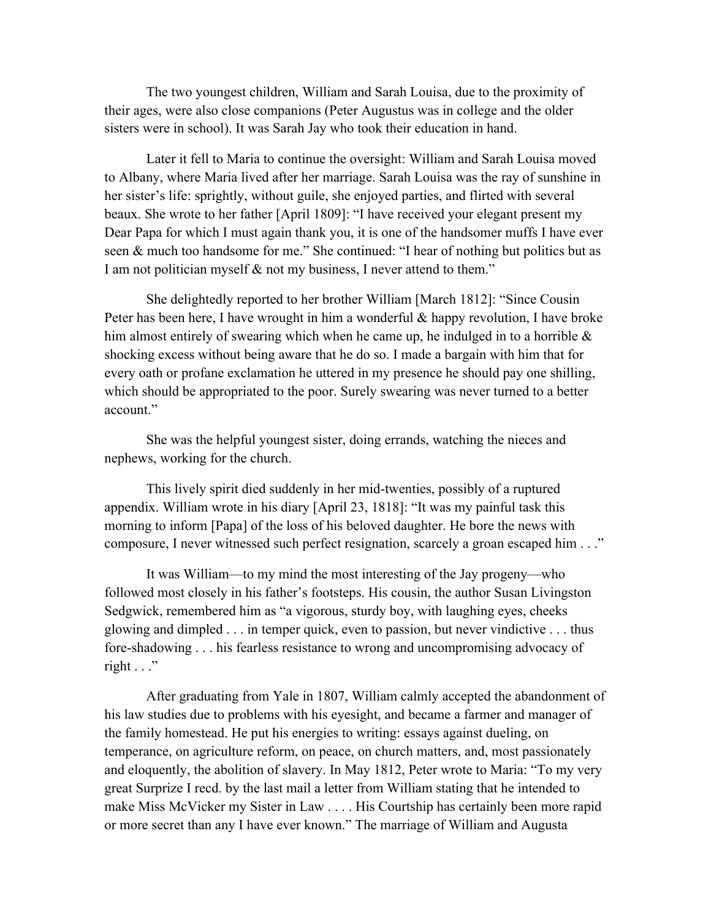The two youngest children, William and Sarah Louisa, due to the proximity of their ages, were also close companions (Peter Augustus was in college and the older sisters were in school). It was Sarah Jay who took their education in hand.

Later it fell to Maria to continue the oversight: William and Sarah Louisa moved to Albany, where Maria lived after her marriage. Sarah Louisa was the ray of sunshine in her sister's life: sprightly, without guile, she enjoyed parties, and flirted with several beaux. She wrote to her father [April 1809]: "I have received your elegant present my Dear Papa for which I must again thank you, it is one of the handsomer muffs I have ever seen & much too handsome for me." She continued: "I hear of nothing but politics but as I am not politician myself & not my business, I never attend to them."

She delightedly reported to her brother William [March 1812]: "Since Cousin Peter has been here, I have wrought in him a wonderful & happy revolution, I have broke him almost entirely of swearing which when he came up, he indulged in to a horrible & shocking excess without being aware that he do so. I made a bargain with him that for every oath or profane exclamation he uttered in my presence he should pay one shilling, which should be appropriated to the poor. Surely swearing was never turned to a better account."

She was the helpful youngest sister, doing errands, watching the nieces and nephews, working for the church.

This lively spirit died suddenly in her mid-twenties, possibly of a ruptured appendix. William wrote in his diary [April 23, 1818]: "It was my painful task this morning to inform [Papa] of the loss of his beloved daughter. He bore the news with composure, I never witnessed such perfect resignation, scarcely a groan escaped him . . ."

It was William—to my mind the most interesting of the Jay progeny—who followed most closely in his father's footsteps. His cousin, the author Susan Livingston Sedgwick, remembered him as "a vigorous, sturdy boy, with laughing eyes, cheeks glowing and dimpled . . . in temper quick, even to passion, but never vindictive . . . thus fore-shadowing . . . his fearless resistance to wrong and uncompromising advocacy of right . . ."

After graduating from Yale in 1807, William calmly accepted the abandonment of his law studies due to problems with his eyesight, and became a farmer and manager of the family homestead. He put his energies to writing: essays against dueling, on temperance, on agriculture reform, on peace, on church matters, and, most passionately and eloquently, the abolition of slavery. In May 1812, Peter wrote to Maria: "To my very great Surprize I recd. by the last mail a letter from William stating that he intended to make Miss McVicker my Sister in Law . . . . His Courtship has certainly been more rapid or more secret than any I have ever known." The marriage of William and Augusta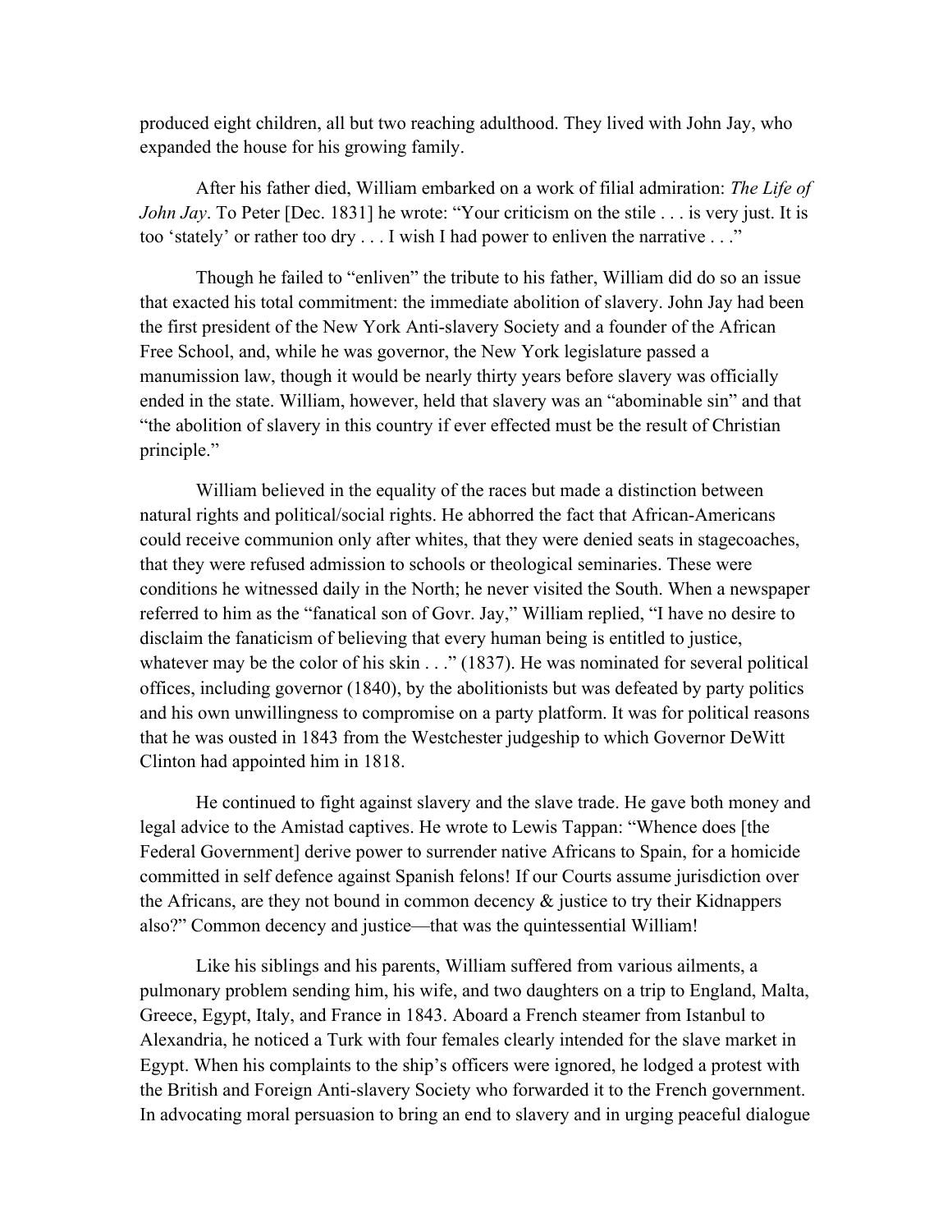produced eight children, all but two reaching adulthood. They lived with John Jay, who expanded the house for his growing family.

After his father died, William embarked on a work of filial admiration: *The Life of John Jay*. To Peter [Dec. 1831] he wrote: "Your criticism on the stile . . . is very just. It is too 'stately' or rather too dry . . . I wish I had power to enliven the narrative . . ."

Though he failed to "enliven" the tribute to his father, William did do so an issue that exacted his total commitment: the immediate abolition of slavery. John Jay had been the first president of the New York Anti-slavery Society and a founder of the African Free School, and, while he was governor, the New York legislature passed a manumission law, though it would be nearly thirty years before slavery was officially ended in the state. William, however, held that slavery was an "abominable sin" and that "the abolition of slavery in this country if ever effected must be the result of Christian principle."

William believed in the equality of the races but made a distinction between natural rights and political/social rights. He abhorred the fact that African-Americans could receive communion only after whites, that they were denied seats in stagecoaches, that they were refused admission to schools or theological seminaries. These were conditions he witnessed daily in the North; he never visited the South. When a newspaper referred to him as the "fanatical son of Govr. Jay," William replied, "I have no desire to disclaim the fanaticism of believing that every human being is entitled to justice, whatever may be the color of his skin . . ." (1837). He was nominated for several political offices, including governor (1840), by the abolitionists but was defeated by party politics and his own unwillingness to compromise on a party platform. It was for political reasons that he was ousted in 1843 from the Westchester judgeship to which Governor DeWitt Clinton had appointed him in 1818.

He continued to fight against slavery and the slave trade. He gave both money and legal advice to the Amistad captives. He wrote to Lewis Tappan: "Whence does [the Federal Government] derive power to surrender native Africans to Spain, for a homicide committed in self defence against Spanish felons! If our Courts assume jurisdiction over the Africans, are they not bound in common decency & justice to try their Kidnappers also?" Common decency and justice—that was the quintessential William!

Like his siblings and his parents, William suffered from various ailments, a pulmonary problem sending him, his wife, and two daughters on a trip to England, Malta, Greece, Egypt, Italy, and France in 1843. Aboard a French steamer from Istanbul to Alexandria, he noticed a Turk with four females clearly intended for the slave market in Egypt. When his complaints to the ship's officers were ignored, he lodged a protest with the British and Foreign Anti-slavery Society who forwarded it to the French government. In advocating moral persuasion to bring an end to slavery and in urging peaceful dialogue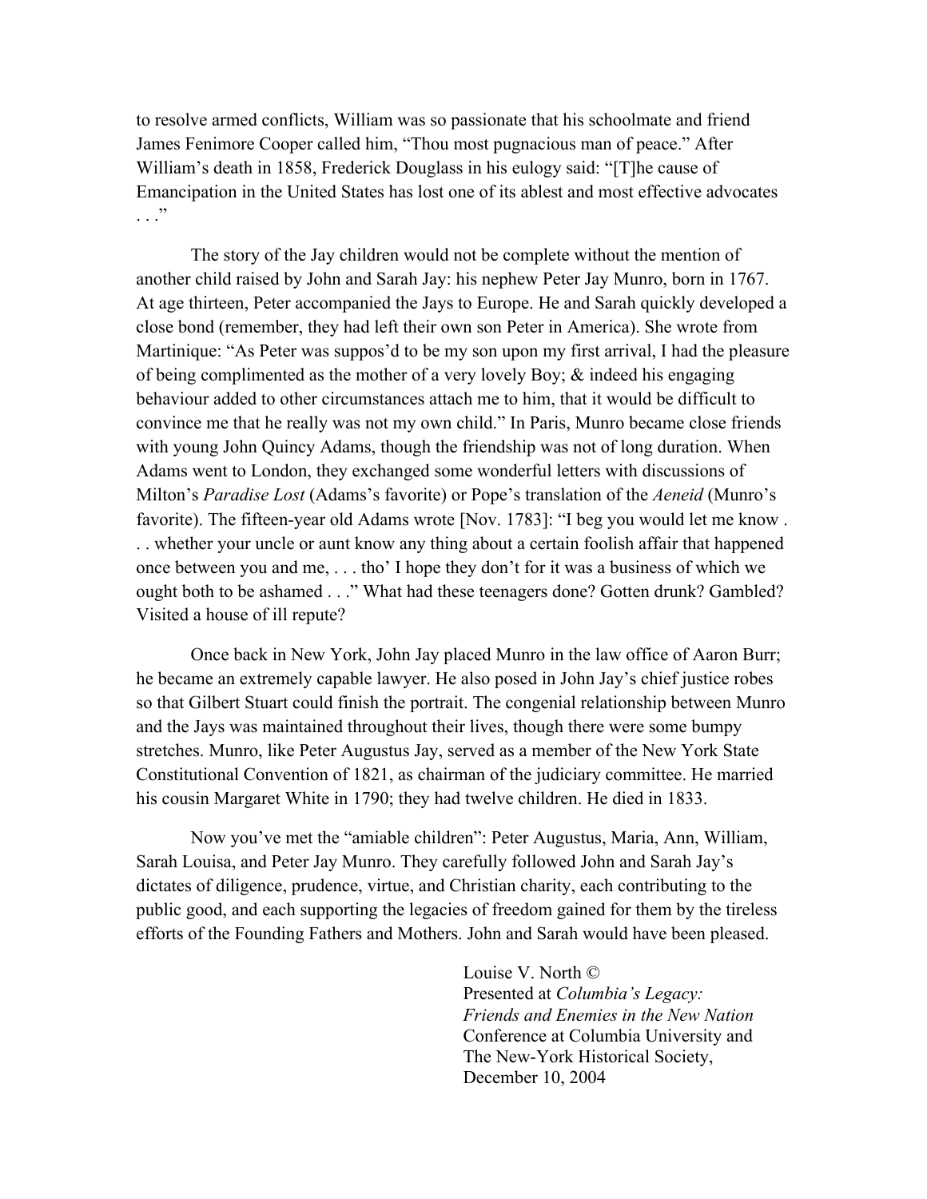to resolve armed conflicts, William was so passionate that his schoolmate and friend James Fenimore Cooper called him, "Thou most pugnacious man of peace." After William's death in 1858, Frederick Douglass in his eulogy said: "[T]he cause of Emancipation in the United States has lost one of its ablest and most effective advocates . . ."

The story of the Jay children would not be complete without the mention of another child raised by John and Sarah Jay: his nephew Peter Jay Munro, born in 1767. At age thirteen, Peter accompanied the Jays to Europe. He and Sarah quickly developed a close bond (remember, they had left their own son Peter in America). She wrote from Martinique: "As Peter was suppos'd to be my son upon my first arrival, I had the pleasure of being complimented as the mother of a very lovely Boy; & indeed his engaging behaviour added to other circumstances attach me to him, that it would be difficult to convince me that he really was not my own child." In Paris, Munro became close friends with young John Quincy Adams, though the friendship was not of long duration. When Adams went to London, they exchanged some wonderful letters with discussions of Milton's *Paradise Lost* (Adams's favorite) or Pope's translation of the *Aeneid* (Munro's favorite). The fifteen-year old Adams wrote [Nov. 1783]: "I beg you would let me know . . . whether your uncle or aunt know any thing about a certain foolish affair that happened once between you and me, . . . tho' I hope they don't for it was a business of which we ought both to be ashamed . . ." What had these teenagers done? Gotten drunk? Gambled? Visited a house of ill repute?

Once back in New York, John Jay placed Munro in the law office of Aaron Burr; he became an extremely capable lawyer. He also posed in John Jay's chief justice robes so that Gilbert Stuart could finish the portrait. The congenial relationship between Munro and the Jays was maintained throughout their lives, though there were some bumpy stretches. Munro, like Peter Augustus Jay, served as a member of the New York State Constitutional Convention of 1821, as chairman of the judiciary committee. He married his cousin Margaret White in 1790; they had twelve children. He died in 1833.

Now you've met the "amiable children": Peter Augustus, Maria, Ann, William, Sarah Louisa, and Peter Jay Munro. They carefully followed John and Sarah Jay's dictates of diligence, prudence, virtue, and Christian charity, each contributing to the public good, and each supporting the legacies of freedom gained for them by the tireless efforts of the Founding Fathers and Mothers. John and Sarah would have been pleased.

Louise V. North ©
Presented at *Columbia's Legacy: Friends and Enemies in the New Nation*
Conference at Columbia University and The New-York Historical Society,
December 10, 2004